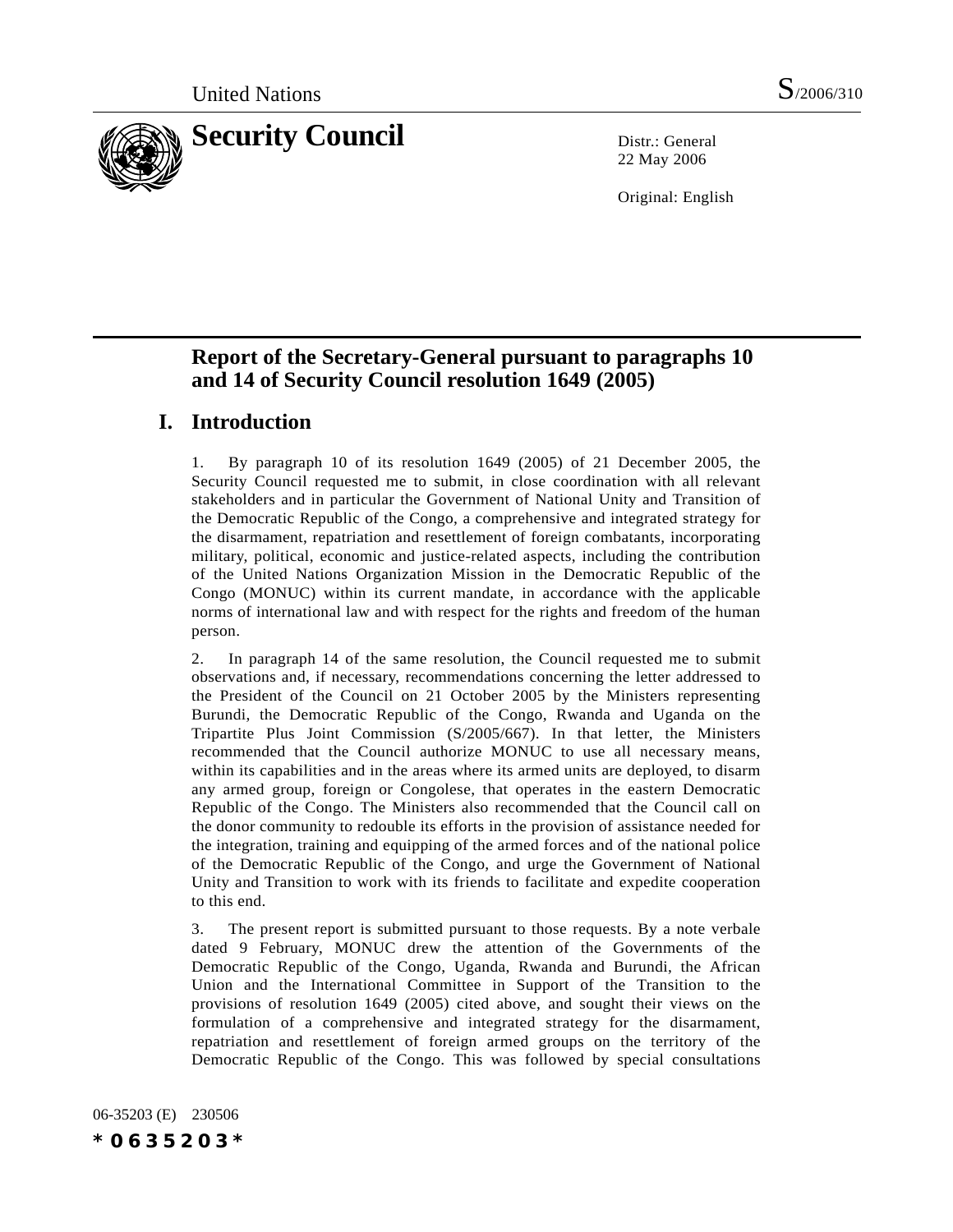United Nations S/2006/310

# Security Council

Distr.: General
22 May 2006

Original: English

## Report of the Secretary-General pursuant to paragraphs 10 and 14 of Security Council resolution 1649 (2005)

## I. Introduction

1. By paragraph 10 of its resolution 1649 (2005) of 21 December 2005, the Security Council requested me to submit, in close coordination with all relevant stakeholders and in particular the Government of National Unity and Transition of the Democratic Republic of the Congo, a comprehensive and integrated strategy for the disarmament, repatriation and resettlement of foreign combatants, incorporating military, political, economic and justice-related aspects, including the contribution of the United Nations Organization Mission in the Democratic Republic of the Congo (MONUC) within its current mandate, in accordance with the applicable norms of international law and with respect for the rights and freedom of the human person.

2. In paragraph 14 of the same resolution, the Council requested me to submit observations and, if necessary, recommendations concerning the letter addressed to the President of the Council on 21 October 2005 by the Ministers representing Burundi, the Democratic Republic of the Congo, Rwanda and Uganda on the Tripartite Plus Joint Commission (S/2005/667). In that letter, the Ministers recommended that the Council authorize MONUC to use all necessary means, within its capabilities and in the areas where its armed units are deployed, to disarm any armed group, foreign or Congolese, that operates in the eastern Democratic Republic of the Congo. The Ministers also recommended that the Council call on the donor community to redouble its efforts in the provision of assistance needed for the integration, training and equipping of the armed forces and of the national police of the Democratic Republic of the Congo, and urge the Government of National Unity and Transition to work with its friends to facilitate and expedite cooperation to this end.

3. The present report is submitted pursuant to those requests. By a note verbale dated 9 February, MONUC drew the attention of the Governments of the Democratic Republic of the Congo, Uganda, Rwanda and Burundi, the African Union and the International Committee in Support of the Transition to the provisions of resolution 1649 (2005) cited above, and sought their views on the formulation of a comprehensive and integrated strategy for the disarmament, repatriation and resettlement of foreign armed groups on the territory of the Democratic Republic of the Congo. This was followed by special consultations

06-35203 (E) 230506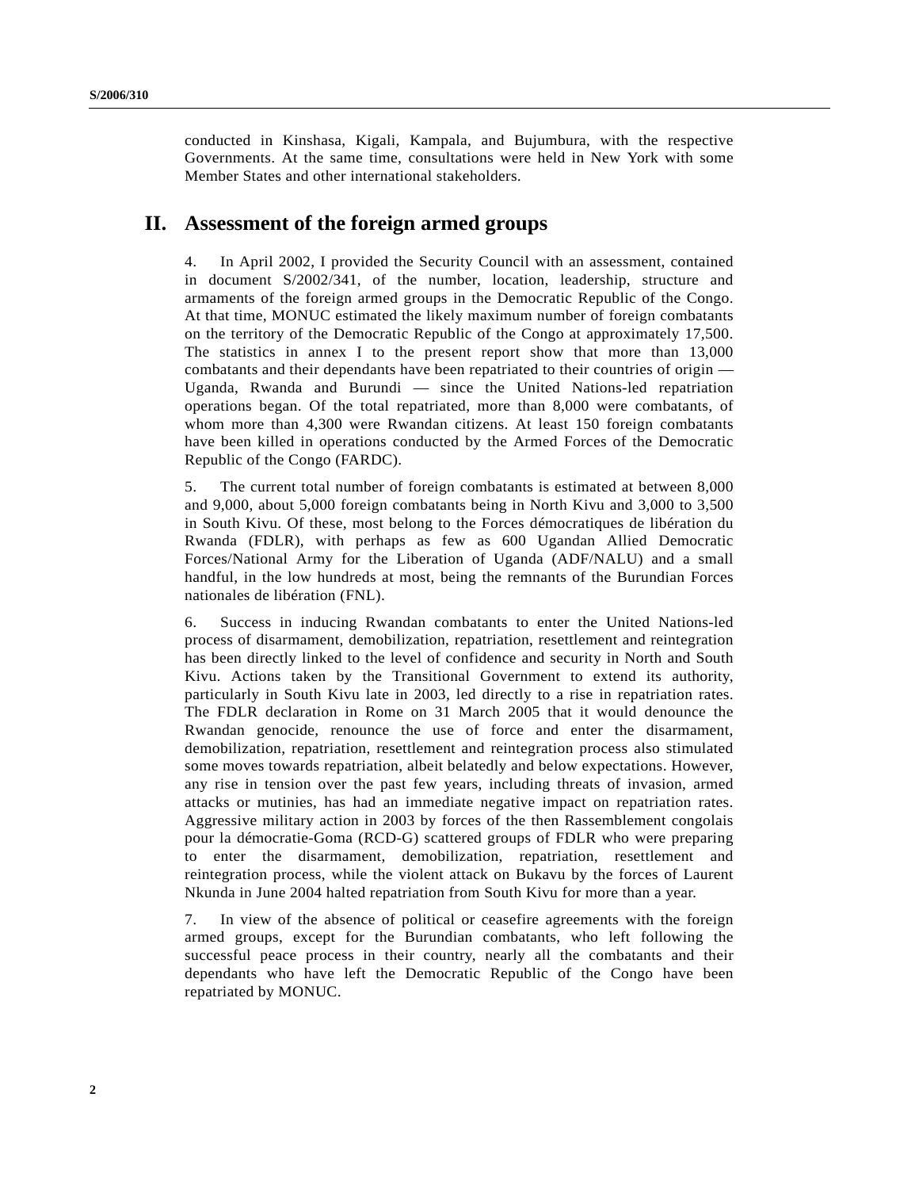conducted in Kinshasa, Kigali, Kampala, and Bujumbura, with the respective Governments. At the same time, consultations were held in New York with some Member States and other international stakeholders.

## II. Assessment of the foreign armed groups

4. In April 2002, I provided the Security Council with an assessment, contained in document S/2002/341, of the number, location, leadership, structure and armaments of the foreign armed groups in the Democratic Republic of the Congo. At that time, MONUC estimated the likely maximum number of foreign combatants on the territory of the Democratic Republic of the Congo at approximately 17,500. The statistics in annex I to the present report show that more than 13,000 combatants and their dependants have been repatriated to their countries of origin — Uganda, Rwanda and Burundi — since the United Nations-led repatriation operations began. Of the total repatriated, more than 8,000 were combatants, of whom more than 4,300 were Rwandan citizens. At least 150 foreign combatants have been killed in operations conducted by the Armed Forces of the Democratic Republic of the Congo (FARDC).

5. The current total number of foreign combatants is estimated at between 8,000 and 9,000, about 5,000 foreign combatants being in North Kivu and 3,000 to 3,500 in South Kivu. Of these, most belong to the Forces démocratiques de libération du Rwanda (FDLR), with perhaps as few as 600 Ugandan Allied Democratic Forces/National Army for the Liberation of Uganda (ADF/NALU) and a small handful, in the low hundreds at most, being the remnants of the Burundian Forces nationales de libération (FNL).

6. Success in inducing Rwandan combatants to enter the United Nations-led process of disarmament, demobilization, repatriation, resettlement and reintegration has been directly linked to the level of confidence and security in North and South Kivu. Actions taken by the Transitional Government to extend its authority, particularly in South Kivu late in 2003, led directly to a rise in repatriation rates. The FDLR declaration in Rome on 31 March 2005 that it would denounce the Rwandan genocide, renounce the use of force and enter the disarmament, demobilization, repatriation, resettlement and reintegration process also stimulated some moves towards repatriation, albeit belatedly and below expectations. However, any rise in tension over the past few years, including threats of invasion, armed attacks or mutinies, has had an immediate negative impact on repatriation rates. Aggressive military action in 2003 by forces of the then Rassemblement congolais pour la démocratie-Goma (RCD-G) scattered groups of FDLR who were preparing to enter the disarmament, demobilization, repatriation, resettlement and reintegration process, while the violent attack on Bukavu by the forces of Laurent Nkunda in June 2004 halted repatriation from South Kivu for more than a year.

7. In view of the absence of political or ceasefire agreements with the foreign armed groups, except for the Burundian combatants, who left following the successful peace process in their country, nearly all the combatants and their dependants who have left the Democratic Republic of the Congo have been repatriated by MONUC.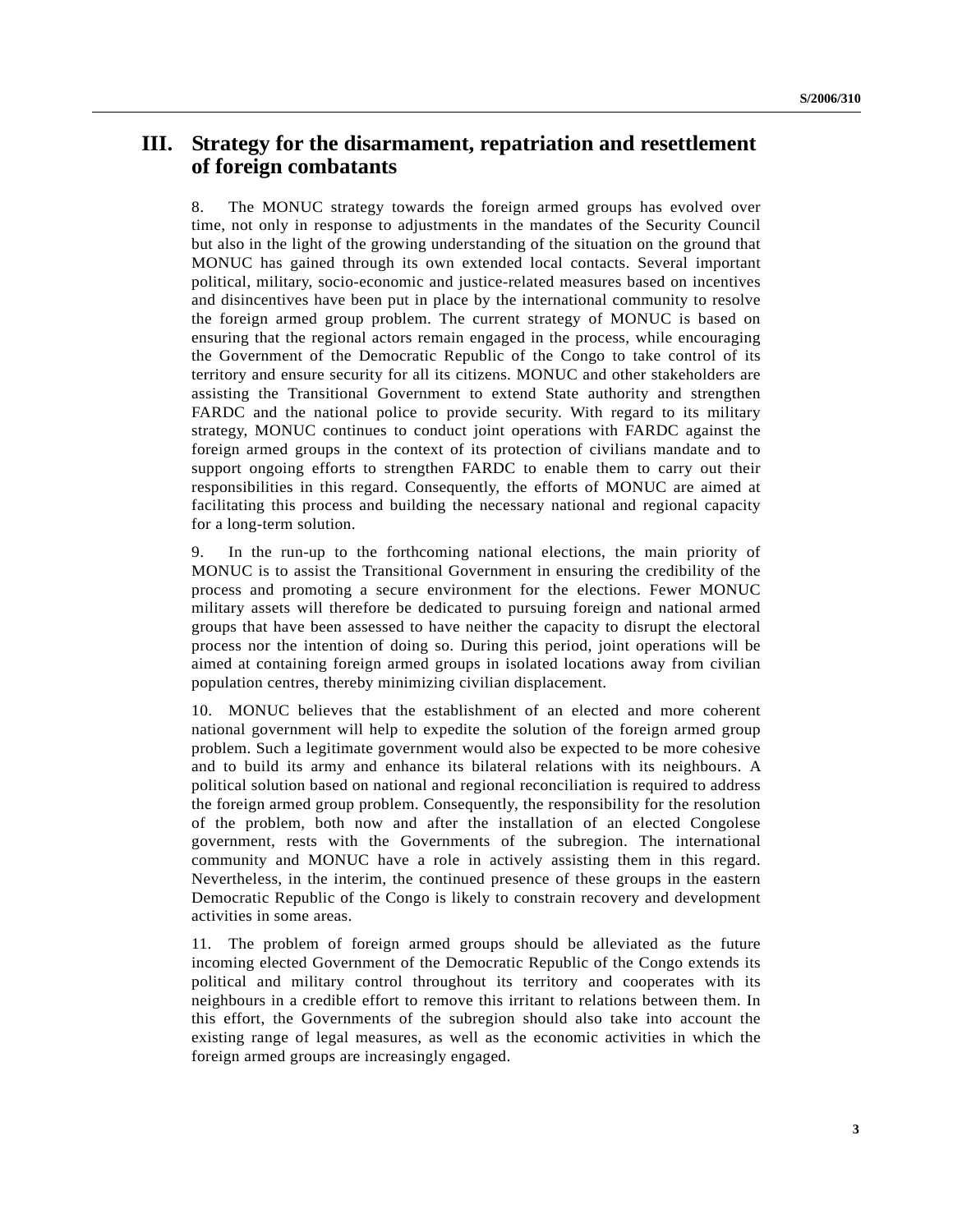# III. Strategy for the disarmament, repatriation and resettlement of foreign combatants

8. The MONUC strategy towards the foreign armed groups has evolved over time, not only in response to adjustments in the mandates of the Security Council but also in the light of the growing understanding of the situation on the ground that MONUC has gained through its own extended local contacts. Several important political, military, socio-economic and justice-related measures based on incentives and disincentives have been put in place by the international community to resolve the foreign armed group problem. The current strategy of MONUC is based on ensuring that the regional actors remain engaged in the process, while encouraging the Government of the Democratic Republic of the Congo to take control of its territory and ensure security for all its citizens. MONUC and other stakeholders are assisting the Transitional Government to extend State authority and strengthen FARDC and the national police to provide security. With regard to its military strategy, MONUC continues to conduct joint operations with FARDC against the foreign armed groups in the context of its protection of civilians mandate and to support ongoing efforts to strengthen FARDC to enable them to carry out their responsibilities in this regard. Consequently, the efforts of MONUC are aimed at facilitating this process and building the necessary national and regional capacity for a long-term solution.

9. In the run-up to the forthcoming national elections, the main priority of MONUC is to assist the Transitional Government in ensuring the credibility of the process and promoting a secure environment for the elections. Fewer MONUC military assets will therefore be dedicated to pursuing foreign and national armed groups that have been assessed to have neither the capacity to disrupt the electoral process nor the intention of doing so. During this period, joint operations will be aimed at containing foreign armed groups in isolated locations away from civilian population centres, thereby minimizing civilian displacement.

10. MONUC believes that the establishment of an elected and more coherent national government will help to expedite the solution of the foreign armed group problem. Such a legitimate government would also be expected to be more cohesive and to build its army and enhance its bilateral relations with its neighbours. A political solution based on national and regional reconciliation is required to address the foreign armed group problem. Consequently, the responsibility for the resolution of the problem, both now and after the installation of an elected Congolese government, rests with the Governments of the subregion. The international community and MONUC have a role in actively assisting them in this regard. Nevertheless, in the interim, the continued presence of these groups in the eastern Democratic Republic of the Congo is likely to constrain recovery and development activities in some areas.

11. The problem of foreign armed groups should be alleviated as the future incoming elected Government of the Democratic Republic of the Congo extends its political and military control throughout its territory and cooperates with its neighbours in a credible effort to remove this irritant to relations between them. In this effort, the Governments of the subregion should also take into account the existing range of legal measures, as well as the economic activities in which the foreign armed groups are increasingly engaged.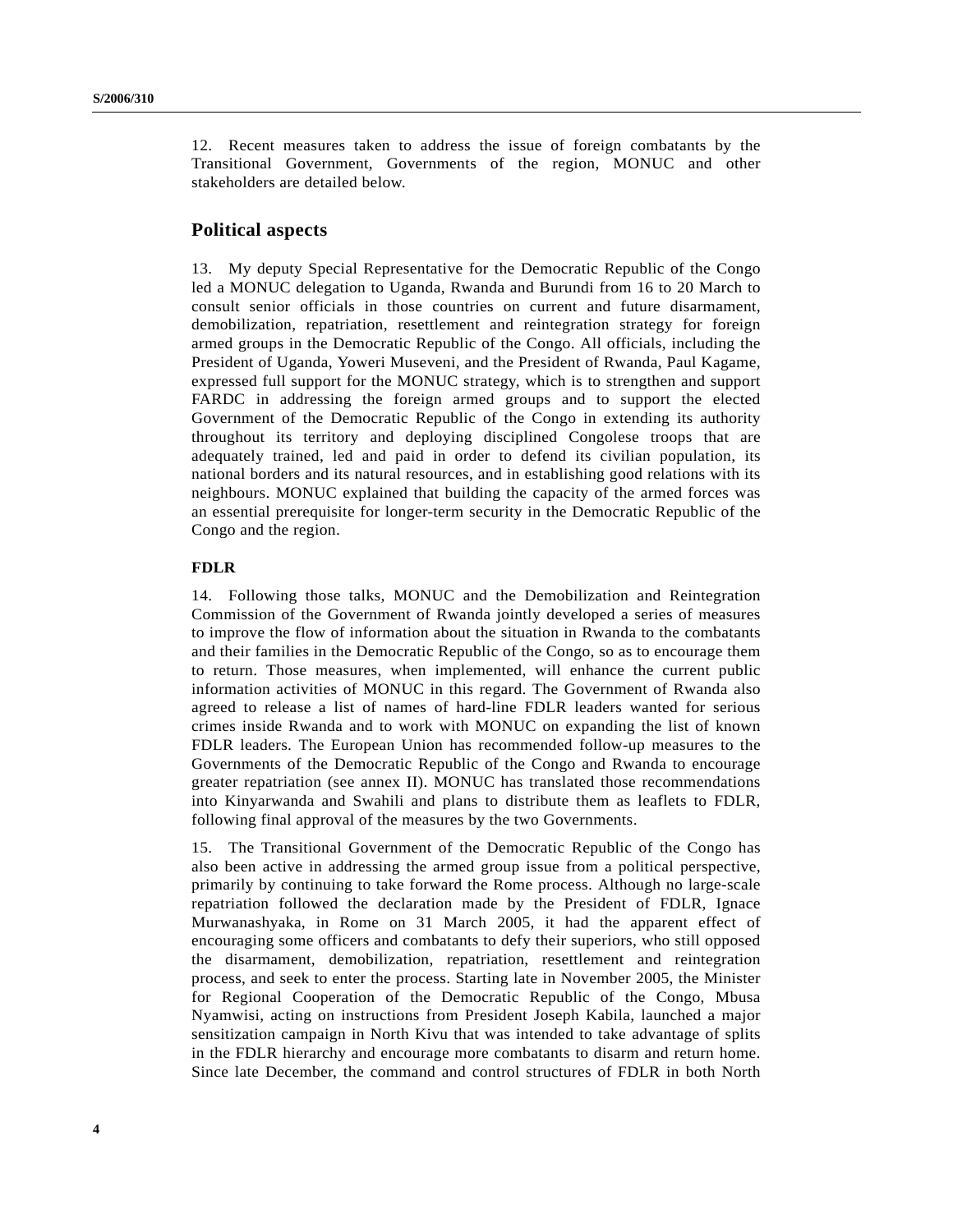12. Recent measures taken to address the issue of foreign combatants by the Transitional Government, Governments of the region, MONUC and other stakeholders are detailed below.

## Political aspects

13. My deputy Special Representative for the Democratic Republic of the Congo led a MONUC delegation to Uganda, Rwanda and Burundi from 16 to 20 March to consult senior officials in those countries on current and future disarmament, demobilization, repatriation, resettlement and reintegration strategy for foreign armed groups in the Democratic Republic of the Congo. All officials, including the President of Uganda, Yoweri Museveni, and the President of Rwanda, Paul Kagame, expressed full support for the MONUC strategy, which is to strengthen and support FARDC in addressing the foreign armed groups and to support the elected Government of the Democratic Republic of the Congo in extending its authority throughout its territory and deploying disciplined Congolese troops that are adequately trained, led and paid in order to defend its civilian population, its national borders and its natural resources, and in establishing good relations with its neighbours. MONUC explained that building the capacity of the armed forces was an essential prerequisite for longer-term security in the Democratic Republic of the Congo and the region.

### FDLR

14. Following those talks, MONUC and the Demobilization and Reintegration Commission of the Government of Rwanda jointly developed a series of measures to improve the flow of information about the situation in Rwanda to the combatants and their families in the Democratic Republic of the Congo, so as to encourage them to return. Those measures, when implemented, will enhance the current public information activities of MONUC in this regard. The Government of Rwanda also agreed to release a list of names of hard-line FDLR leaders wanted for serious crimes inside Rwanda and to work with MONUC on expanding the list of known FDLR leaders. The European Union has recommended follow-up measures to the Governments of the Democratic Republic of the Congo and Rwanda to encourage greater repatriation (see annex II). MONUC has translated those recommendations into Kinyarwanda and Swahili and plans to distribute them as leaflets to FDLR, following final approval of the measures by the two Governments.

15. The Transitional Government of the Democratic Republic of the Congo has also been active in addressing the armed group issue from a political perspective, primarily by continuing to take forward the Rome process. Although no large-scale repatriation followed the declaration made by the President of FDLR, Ignace Murwanashyaka, in Rome on 31 March 2005, it had the apparent effect of encouraging some officers and combatants to defy their superiors, who still opposed the disarmament, demobilization, repatriation, resettlement and reintegration process, and seek to enter the process. Starting late in November 2005, the Minister for Regional Cooperation of the Democratic Republic of the Congo, Mbusa Nyamwisi, acting on instructions from President Joseph Kabila, launched a major sensitization campaign in North Kivu that was intended to take advantage of splits in the FDLR hierarchy and encourage more combatants to disarm and return home. Since late December, the command and control structures of FDLR in both North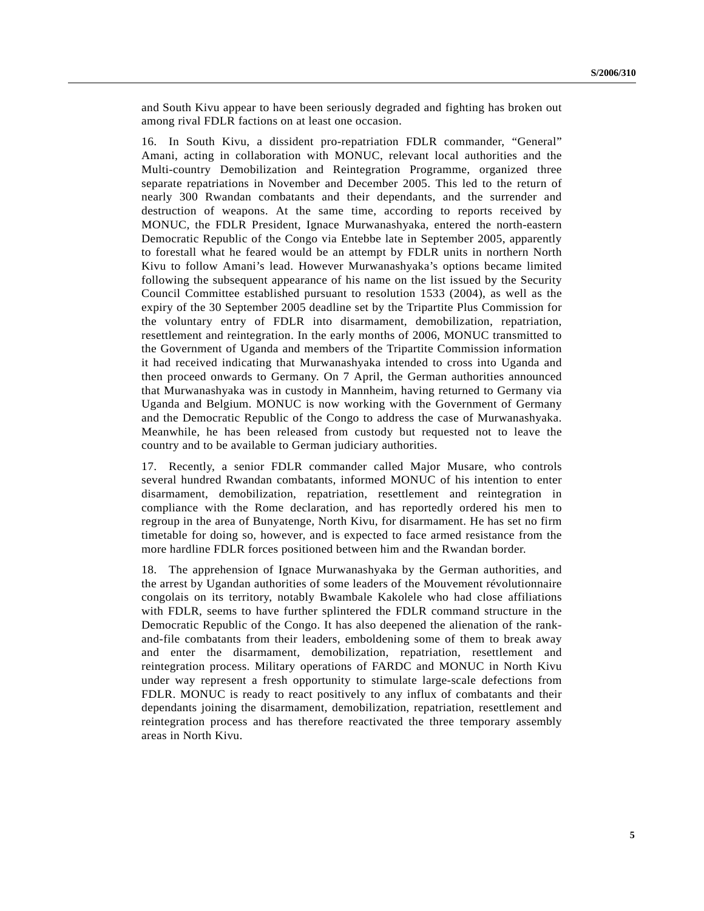and South Kivu appear to have been seriously degraded and fighting has broken out among rival FDLR factions on at least one occasion.

16. In South Kivu, a dissident pro-repatriation FDLR commander, "General" Amani, acting in collaboration with MONUC, relevant local authorities and the Multi-country Demobilization and Reintegration Programme, organized three separate repatriations in November and December 2005. This led to the return of nearly 300 Rwandan combatants and their dependants, and the surrender and destruction of weapons. At the same time, according to reports received by MONUC, the FDLR President, Ignace Murwanashyaka, entered the north-eastern Democratic Republic of the Congo via Entebbe late in September 2005, apparently to forestall what he feared would be an attempt by FDLR units in northern North Kivu to follow Amani's lead. However Murwanashyaka's options became limited following the subsequent appearance of his name on the list issued by the Security Council Committee established pursuant to resolution 1533 (2004), as well as the expiry of the 30 September 2005 deadline set by the Tripartite Plus Commission for the voluntary entry of FDLR into disarmament, demobilization, repatriation, resettlement and reintegration. In the early months of 2006, MONUC transmitted to the Government of Uganda and members of the Tripartite Commission information it had received indicating that Murwanashyaka intended to cross into Uganda and then proceed onwards to Germany. On 7 April, the German authorities announced that Murwanashyaka was in custody in Mannheim, having returned to Germany via Uganda and Belgium. MONUC is now working with the Government of Germany and the Democratic Republic of the Congo to address the case of Murwanashyaka. Meanwhile, he has been released from custody but requested not to leave the country and to be available to German judiciary authorities.

17. Recently, a senior FDLR commander called Major Musare, who controls several hundred Rwandan combatants, informed MONUC of his intention to enter disarmament, demobilization, repatriation, resettlement and reintegration in compliance with the Rome declaration, and has reportedly ordered his men to regroup in the area of Bunyatenge, North Kivu, for disarmament. He has set no firm timetable for doing so, however, and is expected to face armed resistance from the more hardline FDLR forces positioned between him and the Rwandan border.

18. The apprehension of Ignace Murwanashyaka by the German authorities, and the arrest by Ugandan authorities of some leaders of the Mouvement révolutionnaire congolais on its territory, notably Bwambale Kakolele who had close affiliations with FDLR, seems to have further splintered the FDLR command structure in the Democratic Republic of the Congo. It has also deepened the alienation of the rank-and-file combatants from their leaders, emboldening some of them to break away and enter the disarmament, demobilization, repatriation, resettlement and reintegration process. Military operations of FARDC and MONUC in North Kivu under way represent a fresh opportunity to stimulate large-scale defections from FDLR. MONUC is ready to react positively to any influx of combatants and their dependants joining the disarmament, demobilization, repatriation, resettlement and reintegration process and has therefore reactivated the three temporary assembly areas in North Kivu.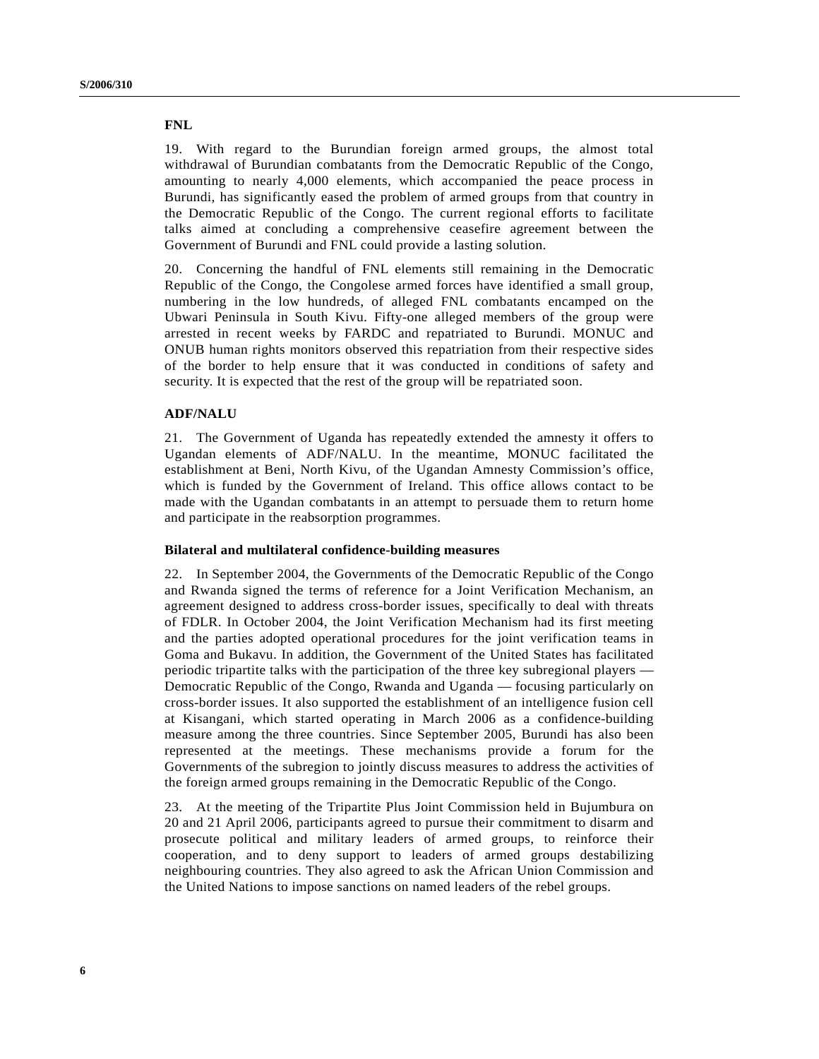### FNL

19. With regard to the Burundian foreign armed groups, the almost total withdrawal of Burundian combatants from the Democratic Republic of the Congo, amounting to nearly 4,000 elements, which accompanied the peace process in Burundi, has significantly eased the problem of armed groups from that country in the Democratic Republic of the Congo. The current regional efforts to facilitate talks aimed at concluding a comprehensive ceasefire agreement between the Government of Burundi and FNL could provide a lasting solution.

20. Concerning the handful of FNL elements still remaining in the Democratic Republic of the Congo, the Congolese armed forces have identified a small group, numbering in the low hundreds, of alleged FNL combatants encamped on the Ubwari Peninsula in South Kivu. Fifty-one alleged members of the group were arrested in recent weeks by FARDC and repatriated to Burundi. MONUC and ONUB human rights monitors observed this repatriation from their respective sides of the border to help ensure that it was conducted in conditions of safety and security. It is expected that the rest of the group will be repatriated soon.

### ADF/NALU

21. The Government of Uganda has repeatedly extended the amnesty it offers to Ugandan elements of ADF/NALU. In the meantime, MONUC facilitated the establishment at Beni, North Kivu, of the Ugandan Amnesty Commission's office, which is funded by the Government of Ireland. This office allows contact to be made with the Ugandan combatants in an attempt to persuade them to return home and participate in the reabsorption programmes.

### Bilateral and multilateral confidence-building measures

22. In September 2004, the Governments of the Democratic Republic of the Congo and Rwanda signed the terms of reference for a Joint Verification Mechanism, an agreement designed to address cross-border issues, specifically to deal with threats of FDLR. In October 2004, the Joint Verification Mechanism had its first meeting and the parties adopted operational procedures for the joint verification teams in Goma and Bukavu. In addition, the Government of the United States has facilitated periodic tripartite talks with the participation of the three key subregional players — Democratic Republic of the Congo, Rwanda and Uganda — focusing particularly on cross-border issues. It also supported the establishment of an intelligence fusion cell at Kisangani, which started operating in March 2006 as a confidence-building measure among the three countries. Since September 2005, Burundi has also been represented at the meetings. These mechanisms provide a forum for the Governments of the subregion to jointly discuss measures to address the activities of the foreign armed groups remaining in the Democratic Republic of the Congo.

23. At the meeting of the Tripartite Plus Joint Commission held in Bujumbura on 20 and 21 April 2006, participants agreed to pursue their commitment to disarm and prosecute political and military leaders of armed groups, to reinforce their cooperation, and to deny support to leaders of armed groups destabilizing neighbouring countries. They also agreed to ask the African Union Commission and the United Nations to impose sanctions on named leaders of the rebel groups.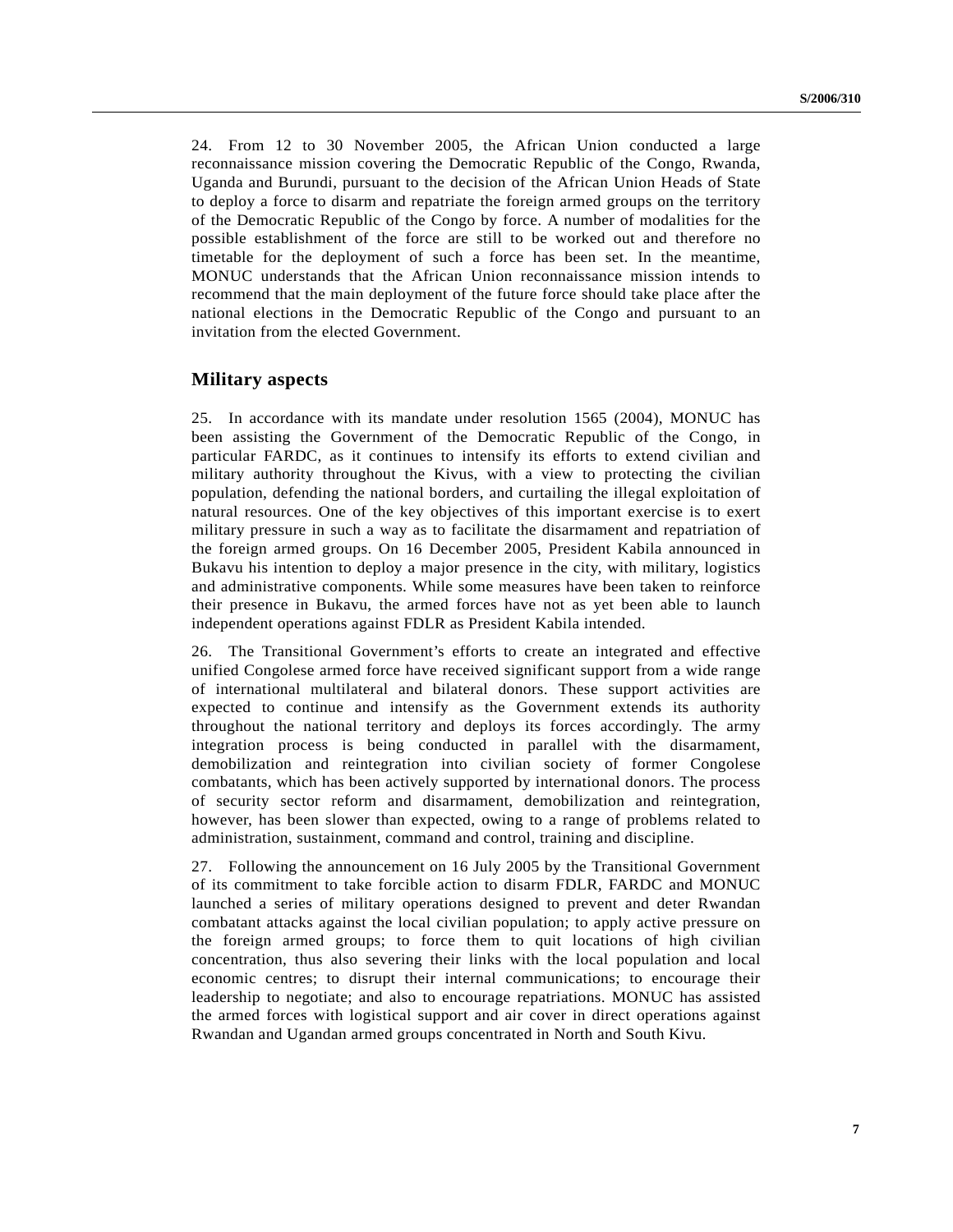24. From 12 to 30 November 2005, the African Union conducted a large reconnaissance mission covering the Democratic Republic of the Congo, Rwanda, Uganda and Burundi, pursuant to the decision of the African Union Heads of State to deploy a force to disarm and repatriate the foreign armed groups on the territory of the Democratic Republic of the Congo by force. A number of modalities for the possible establishment of the force are still to be worked out and therefore no timetable for the deployment of such a force has been set. In the meantime, MONUC understands that the African Union reconnaissance mission intends to recommend that the main deployment of the future force should take place after the national elections in the Democratic Republic of the Congo and pursuant to an invitation from the elected Government.

## Military aspects

25. In accordance with its mandate under resolution 1565 (2004), MONUC has been assisting the Government of the Democratic Republic of the Congo, in particular FARDC, as it continues to intensify its efforts to extend civilian and military authority throughout the Kivus, with a view to protecting the civilian population, defending the national borders, and curtailing the illegal exploitation of natural resources. One of the key objectives of this important exercise is to exert military pressure in such a way as to facilitate the disarmament and repatriation of the foreign armed groups. On 16 December 2005, President Kabila announced in Bukavu his intention to deploy a major presence in the city, with military, logistics and administrative components. While some measures have been taken to reinforce their presence in Bukavu, the armed forces have not as yet been able to launch independent operations against FDLR as President Kabila intended.

26. The Transitional Government's efforts to create an integrated and effective unified Congolese armed force have received significant support from a wide range of international multilateral and bilateral donors. These support activities are expected to continue and intensify as the Government extends its authority throughout the national territory and deploys its forces accordingly. The army integration process is being conducted in parallel with the disarmament, demobilization and reintegration into civilian society of former Congolese combatants, which has been actively supported by international donors. The process of security sector reform and disarmament, demobilization and reintegration, however, has been slower than expected, owing to a range of problems related to administration, sustainment, command and control, training and discipline.

27. Following the announcement on 16 July 2005 by the Transitional Government of its commitment to take forcible action to disarm FDLR, FARDC and MONUC launched a series of military operations designed to prevent and deter Rwandan combatant attacks against the local civilian population; to apply active pressure on the foreign armed groups; to force them to quit locations of high civilian concentration, thus also severing their links with the local population and local economic centres; to disrupt their internal communications; to encourage their leadership to negotiate; and also to encourage repatriations. MONUC has assisted the armed forces with logistical support and air cover in direct operations against Rwandan and Ugandan armed groups concentrated in North and South Kivu.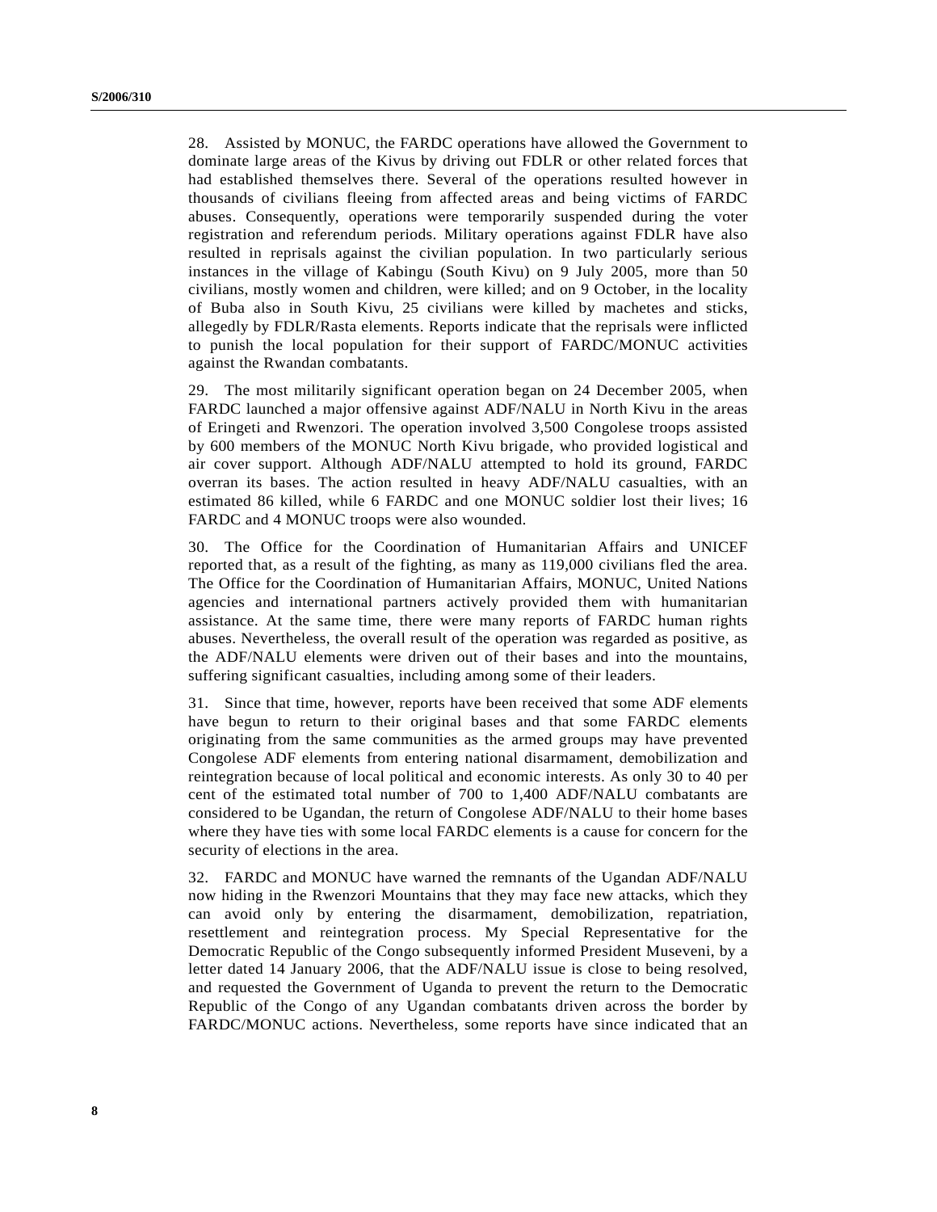28. Assisted by MONUC, the FARDC operations have allowed the Government to dominate large areas of the Kivus by driving out FDLR or other related forces that had established themselves there. Several of the operations resulted however in thousands of civilians fleeing from affected areas and being victims of FARDC abuses. Consequently, operations were temporarily suspended during the voter registration and referendum periods. Military operations against FDLR have also resulted in reprisals against the civilian population. In two particularly serious instances in the village of Kabingu (South Kivu) on 9 July 2005, more than 50 civilians, mostly women and children, were killed; and on 9 October, in the locality of Buba also in South Kivu, 25 civilians were killed by machetes and sticks, allegedly by FDLR/Rasta elements. Reports indicate that the reprisals were inflicted to punish the local population for their support of FARDC/MONUC activities against the Rwandan combatants.

29. The most militarily significant operation began on 24 December 2005, when FARDC launched a major offensive against ADF/NALU in North Kivu in the areas of Eringeti and Rwenzori. The operation involved 3,500 Congolese troops assisted by 600 members of the MONUC North Kivu brigade, who provided logistical and air cover support. Although ADF/NALU attempted to hold its ground, FARDC overran its bases. The action resulted in heavy ADF/NALU casualties, with an estimated 86 killed, while 6 FARDC and one MONUC soldier lost their lives; 16 FARDC and 4 MONUC troops were also wounded.

30. The Office for the Coordination of Humanitarian Affairs and UNICEF reported that, as a result of the fighting, as many as 119,000 civilians fled the area. The Office for the Coordination of Humanitarian Affairs, MONUC, United Nations agencies and international partners actively provided them with humanitarian assistance. At the same time, there were many reports of FARDC human rights abuses. Nevertheless, the overall result of the operation was regarded as positive, as the ADF/NALU elements were driven out of their bases and into the mountains, suffering significant casualties, including among some of their leaders.

31. Since that time, however, reports have been received that some ADF elements have begun to return to their original bases and that some FARDC elements originating from the same communities as the armed groups may have prevented Congolese ADF elements from entering national disarmament, demobilization and reintegration because of local political and economic interests. As only 30 to 40 per cent of the estimated total number of 700 to 1,400 ADF/NALU combatants are considered to be Ugandan, the return of Congolese ADF/NALU to their home bases where they have ties with some local FARDC elements is a cause for concern for the security of elections in the area.

32. FARDC and MONUC have warned the remnants of the Ugandan ADF/NALU now hiding in the Rwenzori Mountains that they may face new attacks, which they can avoid only by entering the disarmament, demobilization, repatriation, resettlement and reintegration process. My Special Representative for the Democratic Republic of the Congo subsequently informed President Museveni, by a letter dated 14 January 2006, that the ADF/NALU issue is close to being resolved, and requested the Government of Uganda to prevent the return to the Democratic Republic of the Congo of any Ugandan combatants driven across the border by FARDC/MONUC actions. Nevertheless, some reports have since indicated that an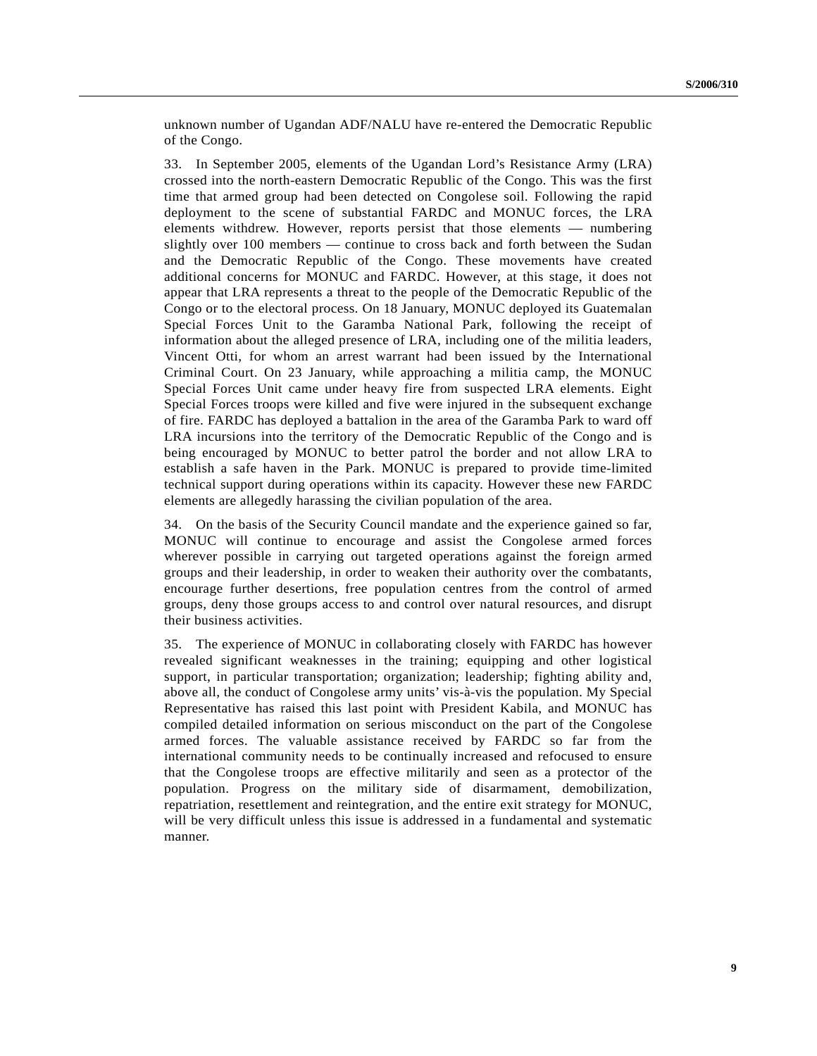unknown number of Ugandan ADF/NALU have re-entered the Democratic Republic of the Congo.

33. In September 2005, elements of the Ugandan Lord's Resistance Army (LRA) crossed into the north-eastern Democratic Republic of the Congo. This was the first time that armed group had been detected on Congolese soil. Following the rapid deployment to the scene of substantial FARDC and MONUC forces, the LRA elements withdrew. However, reports persist that those elements — numbering slightly over 100 members — continue to cross back and forth between the Sudan and the Democratic Republic of the Congo. These movements have created additional concerns for MONUC and FARDC. However, at this stage, it does not appear that LRA represents a threat to the people of the Democratic Republic of the Congo or to the electoral process. On 18 January, MONUC deployed its Guatemalan Special Forces Unit to the Garamba National Park, following the receipt of information about the alleged presence of LRA, including one of the militia leaders, Vincent Otti, for whom an arrest warrant had been issued by the International Criminal Court. On 23 January, while approaching a militia camp, the MONUC Special Forces Unit came under heavy fire from suspected LRA elements. Eight Special Forces troops were killed and five were injured in the subsequent exchange of fire. FARDC has deployed a battalion in the area of the Garamba Park to ward off LRA incursions into the territory of the Democratic Republic of the Congo and is being encouraged by MONUC to better patrol the border and not allow LRA to establish a safe haven in the Park. MONUC is prepared to provide time-limited technical support during operations within its capacity. However these new FARDC elements are allegedly harassing the civilian population of the area.

34. On the basis of the Security Council mandate and the experience gained so far, MONUC will continue to encourage and assist the Congolese armed forces wherever possible in carrying out targeted operations against the foreign armed groups and their leadership, in order to weaken their authority over the combatants, encourage further desertions, free population centres from the control of armed groups, deny those groups access to and control over natural resources, and disrupt their business activities.

35. The experience of MONUC in collaborating closely with FARDC has however revealed significant weaknesses in the training; equipping and other logistical support, in particular transportation; organization; leadership; fighting ability and, above all, the conduct of Congolese army units' vis-à-vis the population. My Special Representative has raised this last point with President Kabila, and MONUC has compiled detailed information on serious misconduct on the part of the Congolese armed forces. The valuable assistance received by FARDC so far from the international community needs to be continually increased and refocused to ensure that the Congolese troops are effective militarily and seen as a protector of the population. Progress on the military side of disarmament, demobilization, repatriation, resettlement and reintegration, and the entire exit strategy for MONUC, will be very difficult unless this issue is addressed in a fundamental and systematic manner.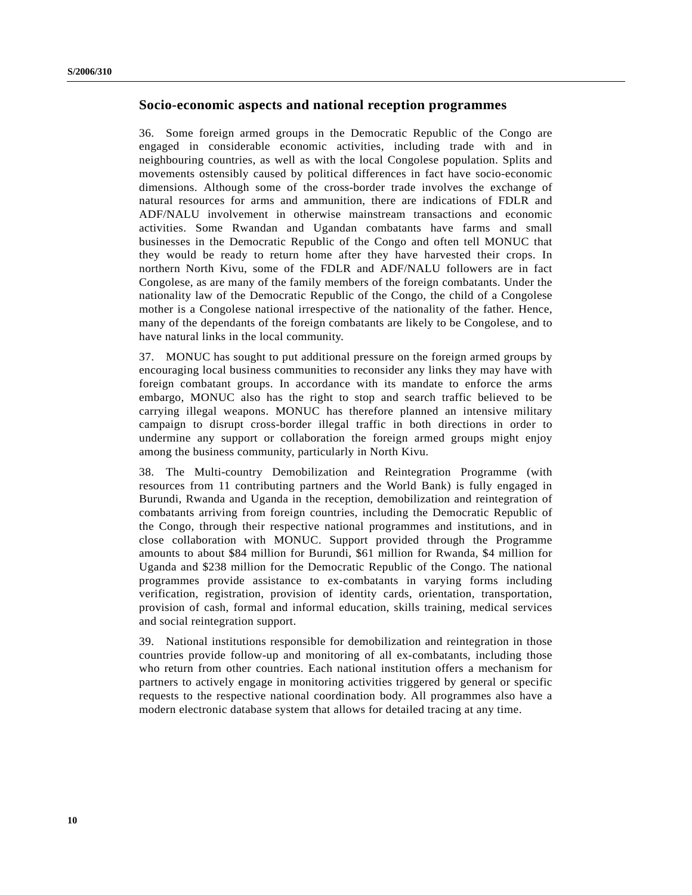## Socio-economic aspects and national reception programmes

36. Some foreign armed groups in the Democratic Republic of the Congo are engaged in considerable economic activities, including trade with and in neighbouring countries, as well as with the local Congolese population. Splits and movements ostensibly caused by political differences in fact have socio-economic dimensions. Although some of the cross-border trade involves the exchange of natural resources for arms and ammunition, there are indications of FDLR and ADF/NALU involvement in otherwise mainstream transactions and economic activities. Some Rwandan and Ugandan combatants have farms and small businesses in the Democratic Republic of the Congo and often tell MONUC that they would be ready to return home after they have harvested their crops. In northern North Kivu, some of the FDLR and ADF/NALU followers are in fact Congolese, as are many of the family members of the foreign combatants. Under the nationality law of the Democratic Republic of the Congo, the child of a Congolese mother is a Congolese national irrespective of the nationality of the father. Hence, many of the dependants of the foreign combatants are likely to be Congolese, and to have natural links in the local community.

37. MONUC has sought to put additional pressure on the foreign armed groups by encouraging local business communities to reconsider any links they may have with foreign combatant groups. In accordance with its mandate to enforce the arms embargo, MONUC also has the right to stop and search traffic believed to be carrying illegal weapons. MONUC has therefore planned an intensive military campaign to disrupt cross-border illegal traffic in both directions in order to undermine any support or collaboration the foreign armed groups might enjoy among the business community, particularly in North Kivu.

38. The Multi-country Demobilization and Reintegration Programme (with resources from 11 contributing partners and the World Bank) is fully engaged in Burundi, Rwanda and Uganda in the reception, demobilization and reintegration of combatants arriving from foreign countries, including the Democratic Republic of the Congo, through their respective national programmes and institutions, and in close collaboration with MONUC. Support provided through the Programme amounts to about $84 million for Burundi, $61 million for Rwanda, $4 million for Uganda and $238 million for the Democratic Republic of the Congo. The national programmes provide assistance to ex-combatants in varying forms including verification, registration, provision of identity cards, orientation, transportation, provision of cash, formal and informal education, skills training, medical services and social reintegration support.

39. National institutions responsible for demobilization and reintegration in those countries provide follow-up and monitoring of all ex-combatants, including those who return from other countries. Each national institution offers a mechanism for partners to actively engage in monitoring activities triggered by general or specific requests to the respective national coordination body. All programmes also have a modern electronic database system that allows for detailed tracing at any time.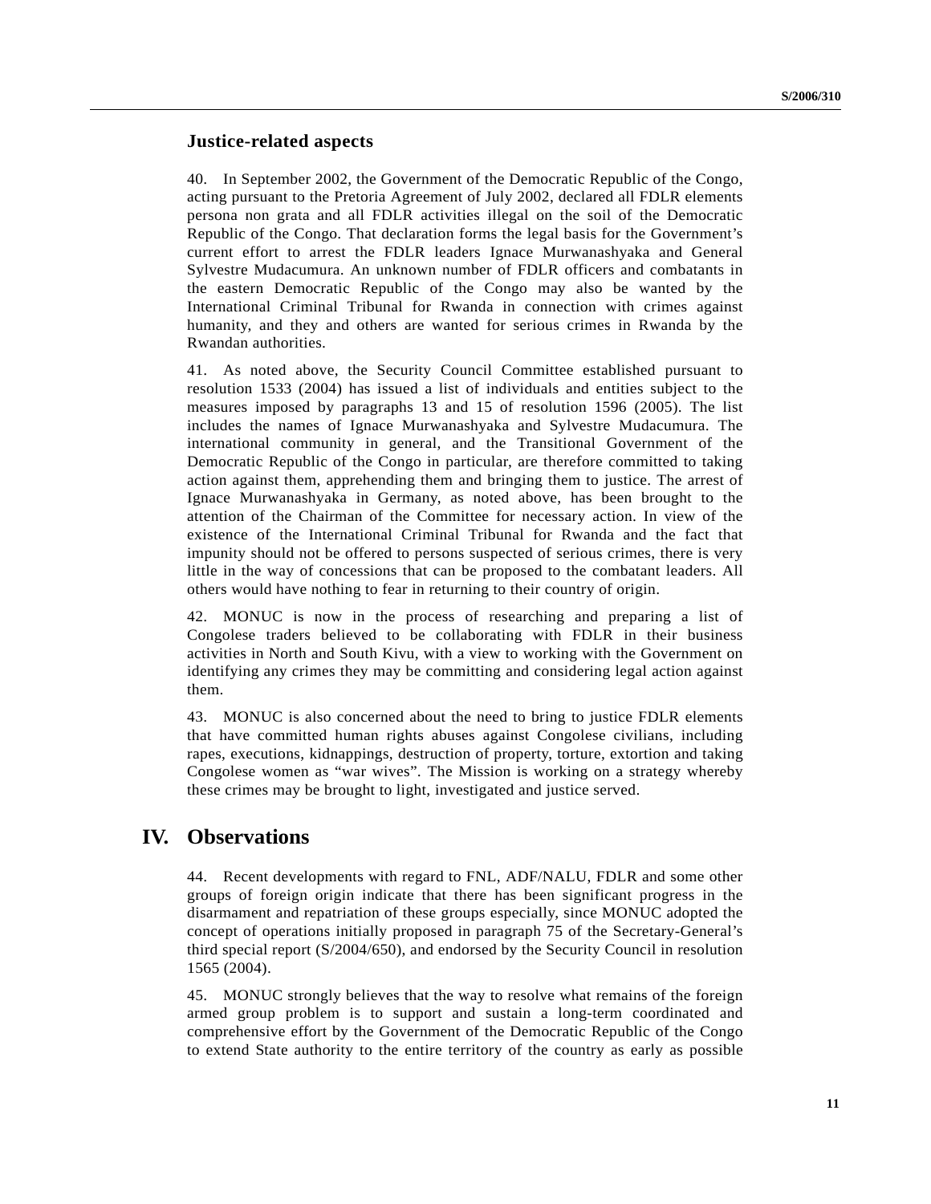### Justice-related aspects

40. In September 2002, the Government of the Democratic Republic of the Congo, acting pursuant to the Pretoria Agreement of July 2002, declared all FDLR elements persona non grata and all FDLR activities illegal on the soil of the Democratic Republic of the Congo. That declaration forms the legal basis for the Government's current effort to arrest the FDLR leaders Ignace Murwanashyaka and General Sylvestre Mudacumura. An unknown number of FDLR officers and combatants in the eastern Democratic Republic of the Congo may also be wanted by the International Criminal Tribunal for Rwanda in connection with crimes against humanity, and they and others are wanted for serious crimes in Rwanda by the Rwandan authorities.

41. As noted above, the Security Council Committee established pursuant to resolution 1533 (2004) has issued a list of individuals and entities subject to the measures imposed by paragraphs 13 and 15 of resolution 1596 (2005). The list includes the names of Ignace Murwanashyaka and Sylvestre Mudacumura. The international community in general, and the Transitional Government of the Democratic Republic of the Congo in particular, are therefore committed to taking action against them, apprehending them and bringing them to justice. The arrest of Ignace Murwanashyaka in Germany, as noted above, has been brought to the attention of the Chairman of the Committee for necessary action. In view of the existence of the International Criminal Tribunal for Rwanda and the fact that impunity should not be offered to persons suspected of serious crimes, there is very little in the way of concessions that can be proposed to the combatant leaders. All others would have nothing to fear in returning to their country of origin.

42. MONUC is now in the process of researching and preparing a list of Congolese traders believed to be collaborating with FDLR in their business activities in North and South Kivu, with a view to working with the Government on identifying any crimes they may be committing and considering legal action against them.

43. MONUC is also concerned about the need to bring to justice FDLR elements that have committed human rights abuses against Congolese civilians, including rapes, executions, kidnappings, destruction of property, torture, extortion and taking Congolese women as "war wives". The Mission is working on a strategy whereby these crimes may be brought to light, investigated and justice served.

## IV. Observations

44. Recent developments with regard to FNL, ADF/NALU, FDLR and some other groups of foreign origin indicate that there has been significant progress in the disarmament and repatriation of these groups especially, since MONUC adopted the concept of operations initially proposed in paragraph 75 of the Secretary-General's third special report (S/2004/650), and endorsed by the Security Council in resolution 1565 (2004).

45. MONUC strongly believes that the way to resolve what remains of the foreign armed group problem is to support and sustain a long-term coordinated and comprehensive effort by the Government of the Democratic Republic of the Congo to extend State authority to the entire territory of the country as early as possible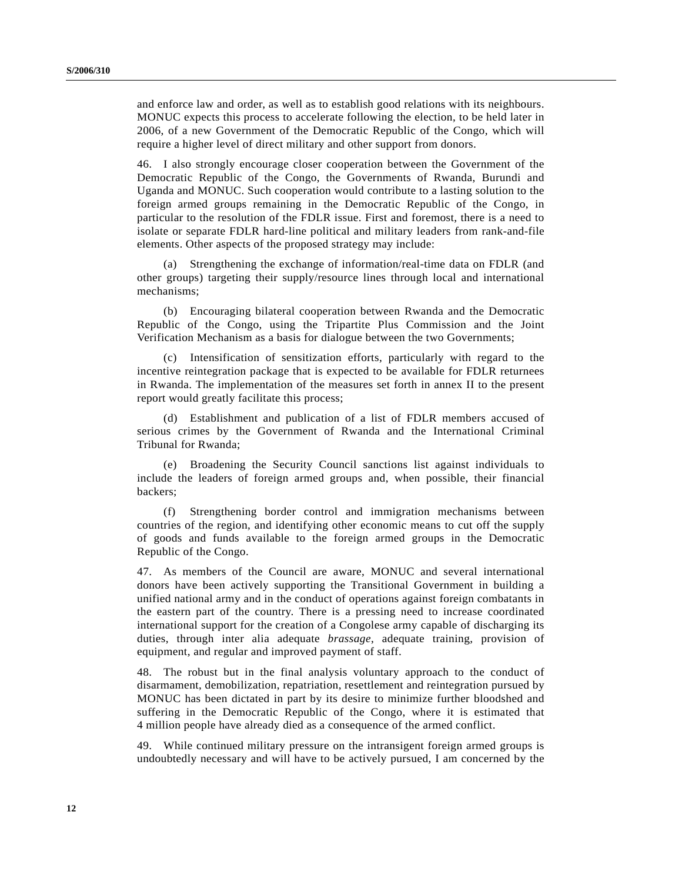and enforce law and order, as well as to establish good relations with its neighbours. MONUC expects this process to accelerate following the election, to be held later in 2006, of a new Government of the Democratic Republic of the Congo, which will require a higher level of direct military and other support from donors.

46. I also strongly encourage closer cooperation between the Government of the Democratic Republic of the Congo, the Governments of Rwanda, Burundi and Uganda and MONUC. Such cooperation would contribute to a lasting solution to the foreign armed groups remaining in the Democratic Republic of the Congo, in particular to the resolution of the FDLR issue. First and foremost, there is a need to isolate or separate FDLR hard-line political and military leaders from rank-and-file elements. Other aspects of the proposed strategy may include:

(a) Strengthening the exchange of information/real-time data on FDLR (and other groups) targeting their supply/resource lines through local and international mechanisms;

(b) Encouraging bilateral cooperation between Rwanda and the Democratic Republic of the Congo, using the Tripartite Plus Commission and the Joint Verification Mechanism as a basis for dialogue between the two Governments;

(c) Intensification of sensitization efforts, particularly with regard to the incentive reintegration package that is expected to be available for FDLR returnees in Rwanda. The implementation of the measures set forth in annex II to the present report would greatly facilitate this process;

(d) Establishment and publication of a list of FDLR members accused of serious crimes by the Government of Rwanda and the International Criminal Tribunal for Rwanda;

(e) Broadening the Security Council sanctions list against individuals to include the leaders of foreign armed groups and, when possible, their financial backers;

(f) Strengthening border control and immigration mechanisms between countries of the region, and identifying other economic means to cut off the supply of goods and funds available to the foreign armed groups in the Democratic Republic of the Congo.

47. As members of the Council are aware, MONUC and several international donors have been actively supporting the Transitional Government in building a unified national army and in the conduct of operations against foreign combatants in the eastern part of the country. There is a pressing need to increase coordinated international support for the creation of a Congolese army capable of discharging its duties, through inter alia adequate *brassage*, adequate training, provision of equipment, and regular and improved payment of staff.

48. The robust but in the final analysis voluntary approach to the conduct of disarmament, demobilization, repatriation, resettlement and reintegration pursued by MONUC has been dictated in part by its desire to minimize further bloodshed and suffering in the Democratic Republic of the Congo, where it is estimated that 4 million people have already died as a consequence of the armed conflict.

49. While continued military pressure on the intransigent foreign armed groups is undoubtedly necessary and will have to be actively pursued, I am concerned by the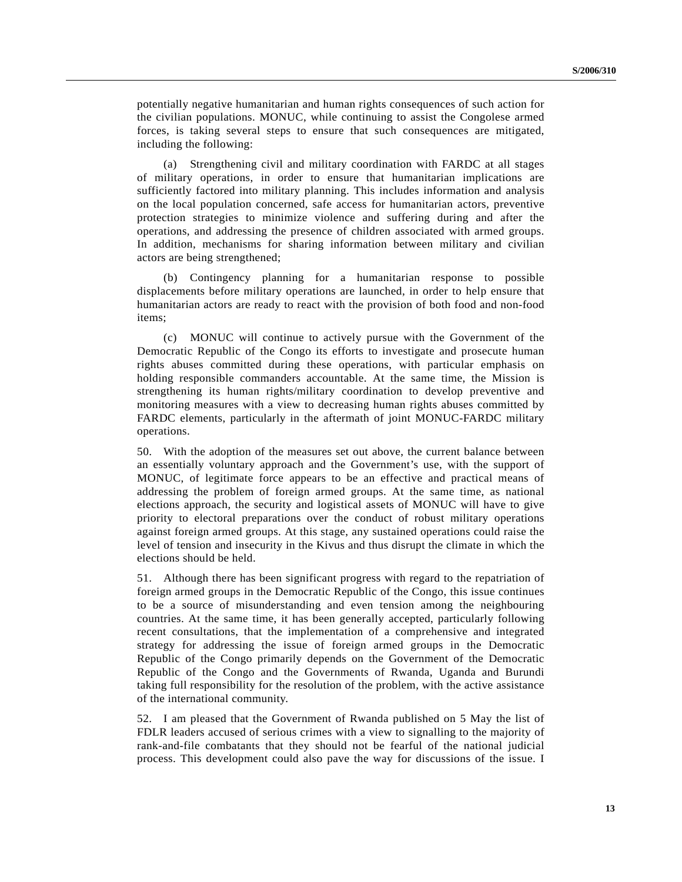potentially negative humanitarian and human rights consequences of such action for the civilian populations. MONUC, while continuing to assist the Congolese armed forces, is taking several steps to ensure that such consequences are mitigated, including the following:

(a) Strengthening civil and military coordination with FARDC at all stages of military operations, in order to ensure that humanitarian implications are sufficiently factored into military planning. This includes information and analysis on the local population concerned, safe access for humanitarian actors, preventive protection strategies to minimize violence and suffering during and after the operations, and addressing the presence of children associated with armed groups. In addition, mechanisms for sharing information between military and civilian actors are being strengthened;

(b) Contingency planning for a humanitarian response to possible displacements before military operations are launched, in order to help ensure that humanitarian actors are ready to react with the provision of both food and non-food items;

(c) MONUC will continue to actively pursue with the Government of the Democratic Republic of the Congo its efforts to investigate and prosecute human rights abuses committed during these operations, with particular emphasis on holding responsible commanders accountable. At the same time, the Mission is strengthening its human rights/military coordination to develop preventive and monitoring measures with a view to decreasing human rights abuses committed by FARDC elements, particularly in the aftermath of joint MONUC-FARDC military operations.

50. With the adoption of the measures set out above, the current balance between an essentially voluntary approach and the Government's use, with the support of MONUC, of legitimate force appears to be an effective and practical means of addressing the problem of foreign armed groups. At the same time, as national elections approach, the security and logistical assets of MONUC will have to give priority to electoral preparations over the conduct of robust military operations against foreign armed groups. At this stage, any sustained operations could raise the level of tension and insecurity in the Kivus and thus disrupt the climate in which the elections should be held.

51. Although there has been significant progress with regard to the repatriation of foreign armed groups in the Democratic Republic of the Congo, this issue continues to be a source of misunderstanding and even tension among the neighbouring countries. At the same time, it has been generally accepted, particularly following recent consultations, that the implementation of a comprehensive and integrated strategy for addressing the issue of foreign armed groups in the Democratic Republic of the Congo primarily depends on the Government of the Democratic Republic of the Congo and the Governments of Rwanda, Uganda and Burundi taking full responsibility for the resolution of the problem, with the active assistance of the international community.

52. I am pleased that the Government of Rwanda published on 5 May the list of FDLR leaders accused of serious crimes with a view to signalling to the majority of rank-and-file combatants that they should not be fearful of the national judicial process. This development could also pave the way for discussions of the issue. I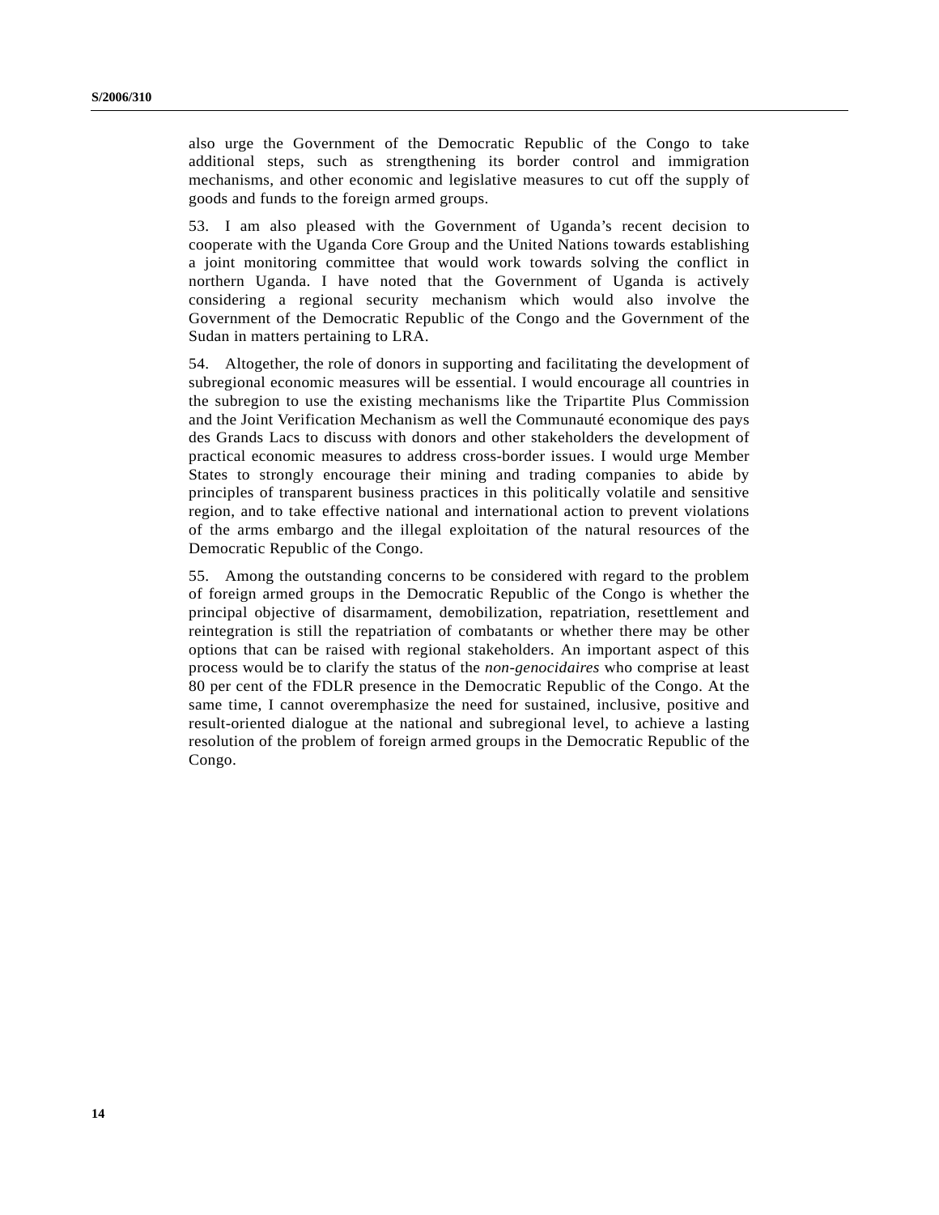also urge the Government of the Democratic Republic of the Congo to take additional steps, such as strengthening its border control and immigration mechanisms, and other economic and legislative measures to cut off the supply of goods and funds to the foreign armed groups.

53. I am also pleased with the Government of Uganda's recent decision to cooperate with the Uganda Core Group and the United Nations towards establishing a joint monitoring committee that would work towards solving the conflict in northern Uganda. I have noted that the Government of Uganda is actively considering a regional security mechanism which would also involve the Government of the Democratic Republic of the Congo and the Government of the Sudan in matters pertaining to LRA.

54. Altogether, the role of donors in supporting and facilitating the development of subregional economic measures will be essential. I would encourage all countries in the subregion to use the existing mechanisms like the Tripartite Plus Commission and the Joint Verification Mechanism as well the Communauté economique des pays des Grands Lacs to discuss with donors and other stakeholders the development of practical economic measures to address cross-border issues. I would urge Member States to strongly encourage their mining and trading companies to abide by principles of transparent business practices in this politically volatile and sensitive region, and to take effective national and international action to prevent violations of the arms embargo and the illegal exploitation of the natural resources of the Democratic Republic of the Congo.

55. Among the outstanding concerns to be considered with regard to the problem of foreign armed groups in the Democratic Republic of the Congo is whether the principal objective of disarmament, demobilization, repatriation, resettlement and reintegration is still the repatriation of combatants or whether there may be other options that can be raised with regional stakeholders. An important aspect of this process would be to clarify the status of the *non-genocidaires* who comprise at least 80 per cent of the FDLR presence in the Democratic Republic of the Congo. At the same time, I cannot overemphasize the need for sustained, inclusive, positive and result-oriented dialogue at the national and subregional level, to achieve a lasting resolution of the problem of foreign armed groups in the Democratic Republic of the Congo.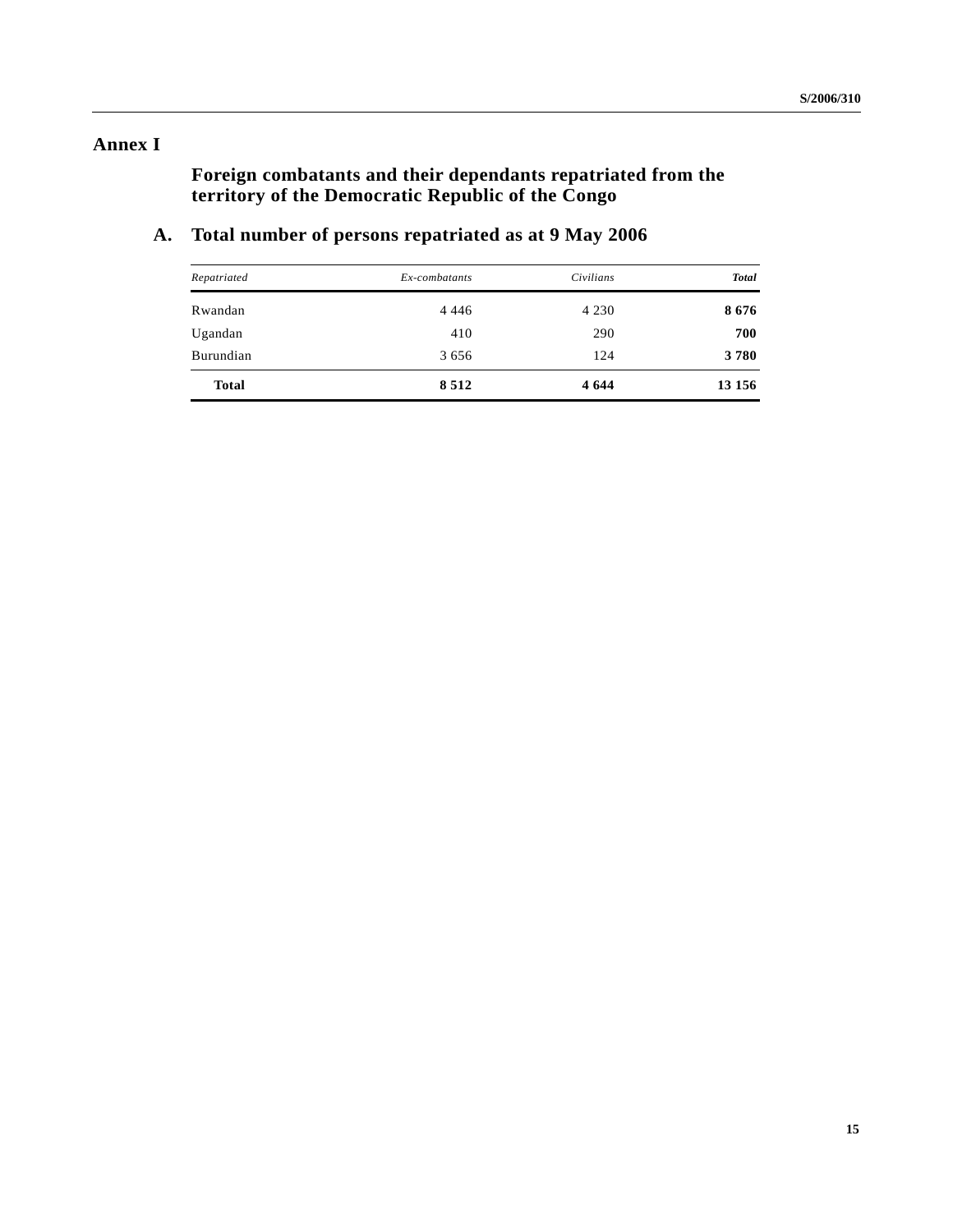# Annex I

## Foreign combatants and their dependants repatriated from the territory of the Democratic Republic of the Congo

### A. Total number of persons repatriated as at 9 May 2006

| *Repatriated* | *Ex-combatants* | *Civilians* | ***Total*** |
|---|---:|---:|---:|
| Rwandan | 4 446 | 4 230 | **8 676** |
| Ugandan | 410 | 290 | **700** |
| Burundian | 3 656 | 124 | **3 780** |
| **Total** | **8 512** | **4 644** | **13 156** |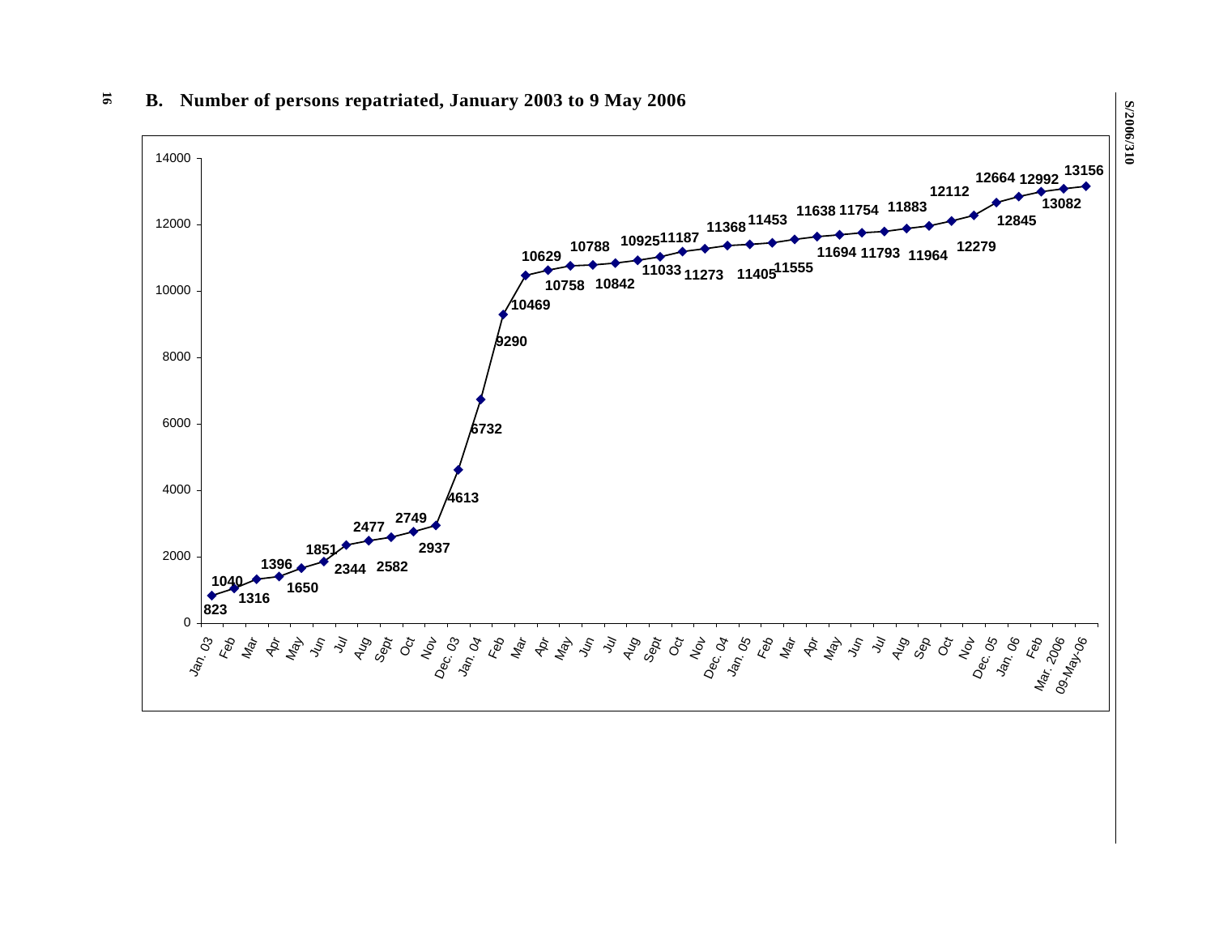## B. Number of persons repatriated, January 2003 to 9 May 2006

| Month | Number of persons repatriated |
|---|---|
| Jan. 03 | 823 |
| Feb | 1040 |
| Mar | 1316 |
| Apr | 1396 |
| May | 1650 |
| Jun | 1851 |
| Jul | 2344 |
| Aug | 2477 |
| Sept | 2582 |
| Oct | 2749 |
| Nov | 2937 |
| Dec. 03 | 4613 |
| Jan. 04 | 6732 |
| Feb | 9290 |
| Mar | 10469 |
| Apr | 10629 |
| May | 10758 |
| Jun | 10788 |
| Jul | 10842 |
| Aug | 10925 |
| Sept | 11033 |
| Oct | 11187 |
| Nov | 11273 |
| Dec. 04 | 11368 |
| Jan. 05 | 11405 |
| Feb | 11453 |
| Mar | 11555 |
| Apr | 11638 |
| May | 11694 |
| Jun | 11754 |
| Jul | 11793 |
| Aug | 11883 |
| Sep | 11964 |
| Oct | 12112 |
| Nov | 12279 |
| Dec. 05 | 12664 |
| Jan. 06 | 12845 |
| Feb | 12992 |
| Mar. 2006 | 13082 |
| 09-May-06 | 13156 |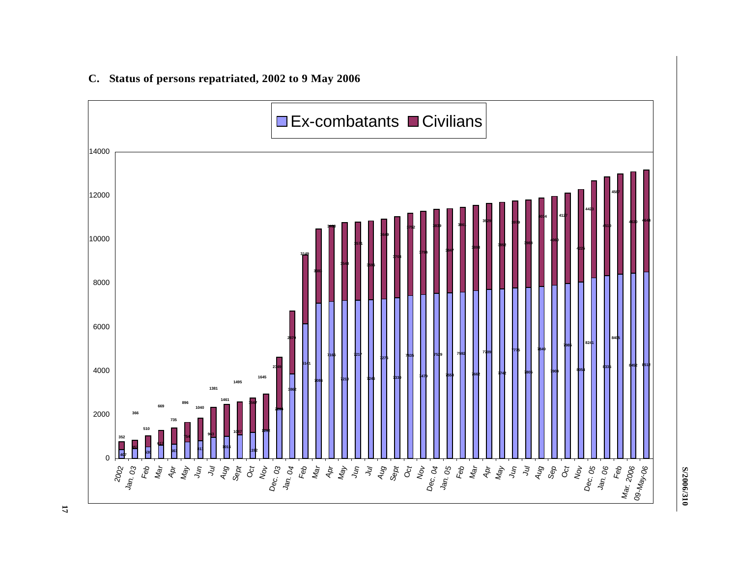## C. Status of persons repatriated, 2002 to 9 May 2006

| Period | Ex-combatants | Civilians |
|---|---|---|
| 2002 | 407 | 352 |
| Jan. 03 | 452 | 366 |
| Feb | 530 | 510 |
| Mar | 617 | 669 |
| Apr | 661 | 735 |
| May | 754 | 896 |
| Jun | 811 | 1040 |
| Jul | 963 | 1381 |
| Aug | 1016 | 1461 |
| Sept | 1097 | 1495 |
| Oct | 1192 | 1567 |
| Nov | 1292 | 1645 |
| Dec. 03 | 2270 | 2349 |
| Jan. 04 | 3862 | 2870 |
| Feb | 6141 | 3149 |
| Mar | 7086 | 3383 |
| Apr | 7166 | 3498 |
| May | 7210 | 3548 |
| Jun | 7217 | 3571 |
| Jul | 7246 | 3586 |
| Aug | 7276 | 3649 |
| Sept | 7330 | 3703 |
| Oct | 7436 | 3752 |
| Nov | 7479 | 3794 |
| Dec. 04 | 7529 | 3839 |
| Jan. 05 | 7553 | 3847 |
| Feb | 7592 | 3861 |
| Mar | 7662 | 3896 |
| Apr | 7709 | 3929 |
| May | 7742 | 3942 |
| Jun | 7776 | 3979 |
| Jul | 7805 | 3989 |
| Aug | 7849 | 4034 |
| Sep | 7904 | 4060 |
| Oct | 7985 | 4127 |
| Nov | 8054 | 4224 |
| Dec. 05 | 8241 | 4423 |
| Jan. 06 | 8335 | 4510 |
| Feb | 8405 | 4587 |
| Mar. 2006 | 8452 | 4630 |
| 09-May-06 | 8512 | 4644 |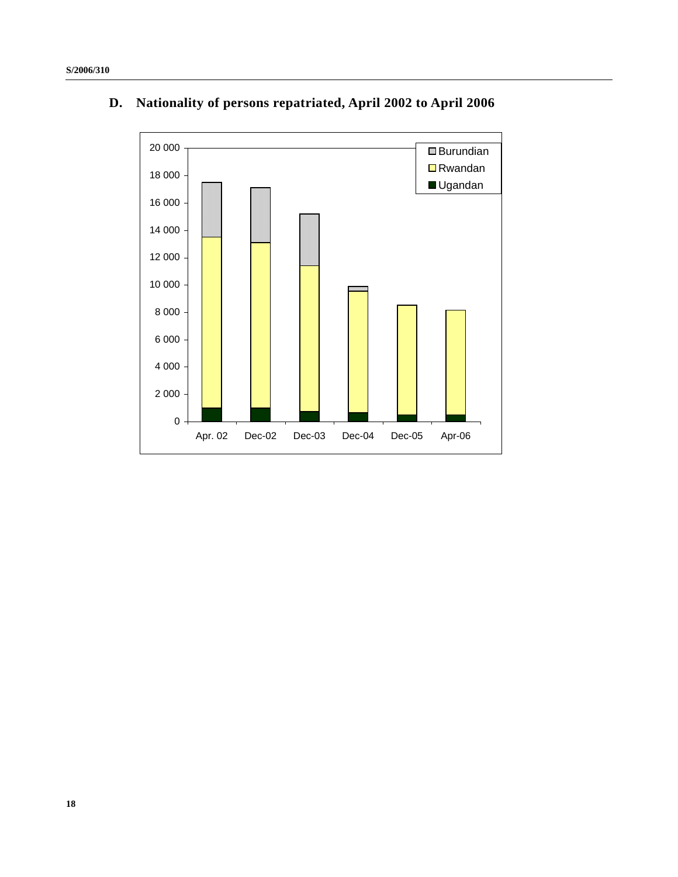## D. Nationality of persons repatriated, April 2002 to April 2006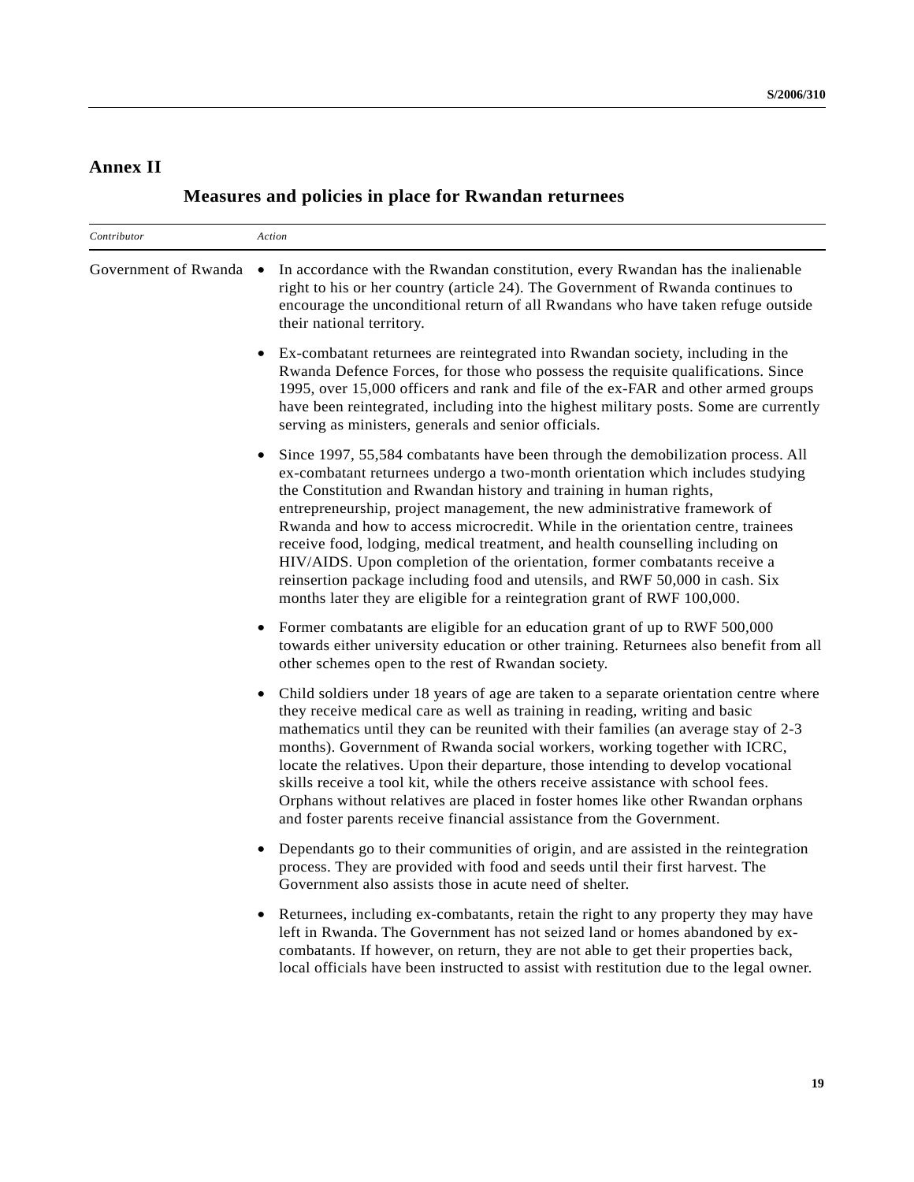# Annex II

## Measures and policies in place for Rwandan returnees

| *Contributor* | *Action* |
|---|---|
| Government of Rwanda | • In accordance with the Rwandan constitution, every Rwandan has the inalienable right to his or her country (article 24). The Government of Rwanda continues to encourage the unconditional return of all Rwandans who have taken refuge outside their national territory. |
| | • Ex-combatant returnees are reintegrated into Rwandan society, including in the Rwanda Defence Forces, for those who possess the requisite qualifications. Since 1995, over 15,000 officers and rank and file of the ex-FAR and other armed groups have been reintegrated, including into the highest military posts. Some are currently serving as ministers, generals and senior officials. |
| | • Since 1997, 55,584 combatants have been through the demobilization process. All ex-combatant returnees undergo a two-month orientation which includes studying the Constitution and Rwandan history and training in human rights, entrepreneurship, project management, the new administrative framework of Rwanda and how to access microcredit. While in the orientation centre, trainees receive food, lodging, medical treatment, and health counselling including on HIV/AIDS. Upon completion of the orientation, former combatants receive a reinsertion package including food and utensils, and RWF 50,000 in cash. Six months later they are eligible for a reintegration grant of RWF 100,000. |
| | • Former combatants are eligible for an education grant of up to RWF 500,000 towards either university education or other training. Returnees also benefit from all other schemes open to the rest of Rwandan society. |
| | • Child soldiers under 18 years of age are taken to a separate orientation centre where they receive medical care as well as training in reading, writing and basic mathematics until they can be reunited with their families (an average stay of 2-3 months). Government of Rwanda social workers, working together with ICRC, locate the relatives. Upon their departure, those intending to develop vocational skills receive a tool kit, while the others receive assistance with school fees. Orphans without relatives are placed in foster homes like other Rwandan orphans and foster parents receive financial assistance from the Government. |
| | • Dependants go to their communities of origin, and are assisted in the reintegration process. They are provided with food and seeds until their first harvest. The Government also assists those in acute need of shelter. |
| | • Returnees, including ex-combatants, retain the right to any property they may have left in Rwanda. The Government has not seized land or homes abandoned by ex-combatants. If however, on return, they are not able to get their properties back, local officials have been instructed to assist with restitution due to the legal owner. |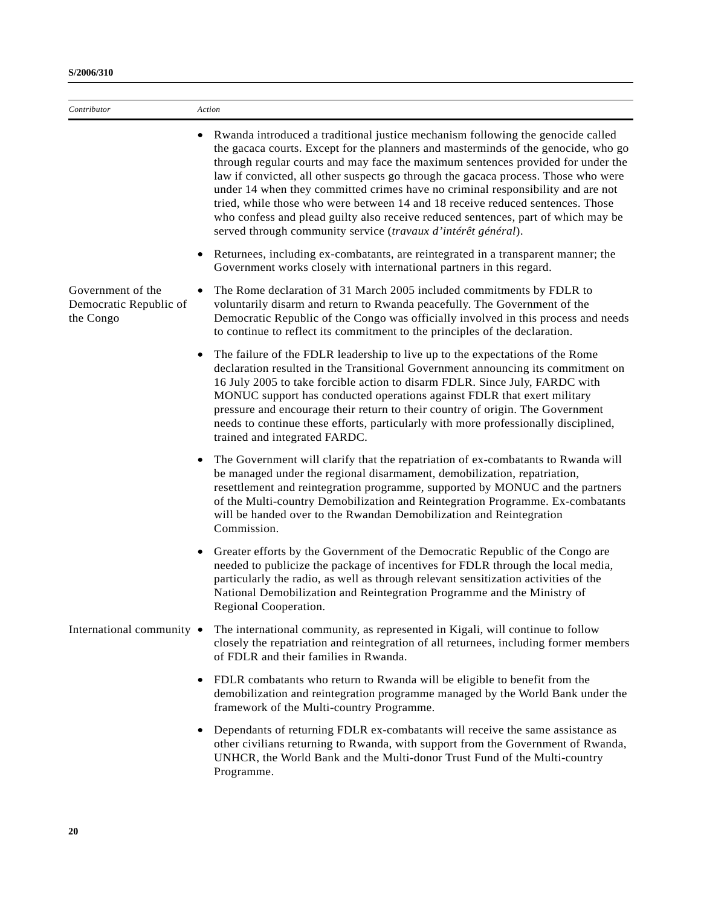| Contributor | Action |
|---|---|
| | • Rwanda introduced a traditional justice mechanism following the genocide called the gacaca courts. Except for the planners and masterminds of the genocide, who go through regular courts and may face the maximum sentences provided for under the law if convicted, all other suspects go through the gacaca process. Those who were under 14 when they committed crimes have no criminal responsibility and are not tried, while those who were between 14 and 18 receive reduced sentences. Those who confess and plead guilty also receive reduced sentences, part of which may be served through community service (*travaux d'intérêt général*). |
| | • Returnees, including ex-combatants, are reintegrated in a transparent manner; the Government works closely with international partners in this regard. |
| Government of the Democratic Republic of the Congo | • The Rome declaration of 31 March 2005 included commitments by FDLR to voluntarily disarm and return to Rwanda peacefully. The Government of the Democratic Republic of the Congo was officially involved in this process and needs to continue to reflect its commitment to the principles of the declaration. |
| | • The failure of the FDLR leadership to live up to the expectations of the Rome declaration resulted in the Transitional Government announcing its commitment on 16 July 2005 to take forcible action to disarm FDLR. Since July, FARDC with MONUC support has conducted operations against FDLR that exert military pressure and encourage their return to their country of origin. The Government needs to continue these efforts, particularly with more professionally disciplined, trained and integrated FARDC. |
| | • The Government will clarify that the repatriation of ex-combatants to Rwanda will be managed under the regional disarmament, demobilization, repatriation, resettlement and reintegration programme, supported by MONUC and the partners of the Multi-country Demobilization and Reintegration Programme. Ex-combatants will be handed over to the Rwandan Demobilization and Reintegration Commission. |
| | • Greater efforts by the Government of the Democratic Republic of the Congo are needed to publicize the package of incentives for FDLR through the local media, particularly the radio, as well as through relevant sensitization activities of the National Demobilization and Reintegration Programme and the Ministry of Regional Cooperation. |
| International community | • The international community, as represented in Kigali, will continue to follow closely the repatriation and reintegration of all returnees, including former members of FDLR and their families in Rwanda. |
| | • FDLR combatants who return to Rwanda will be eligible to benefit from the demobilization and reintegration programme managed by the World Bank under the framework of the Multi-country Programme. |
| | • Dependants of returning FDLR ex-combatants will receive the same assistance as other civilians returning to Rwanda, with support from the Government of Rwanda, UNHCR, the World Bank and the Multi-donor Trust Fund of the Multi-country Programme. |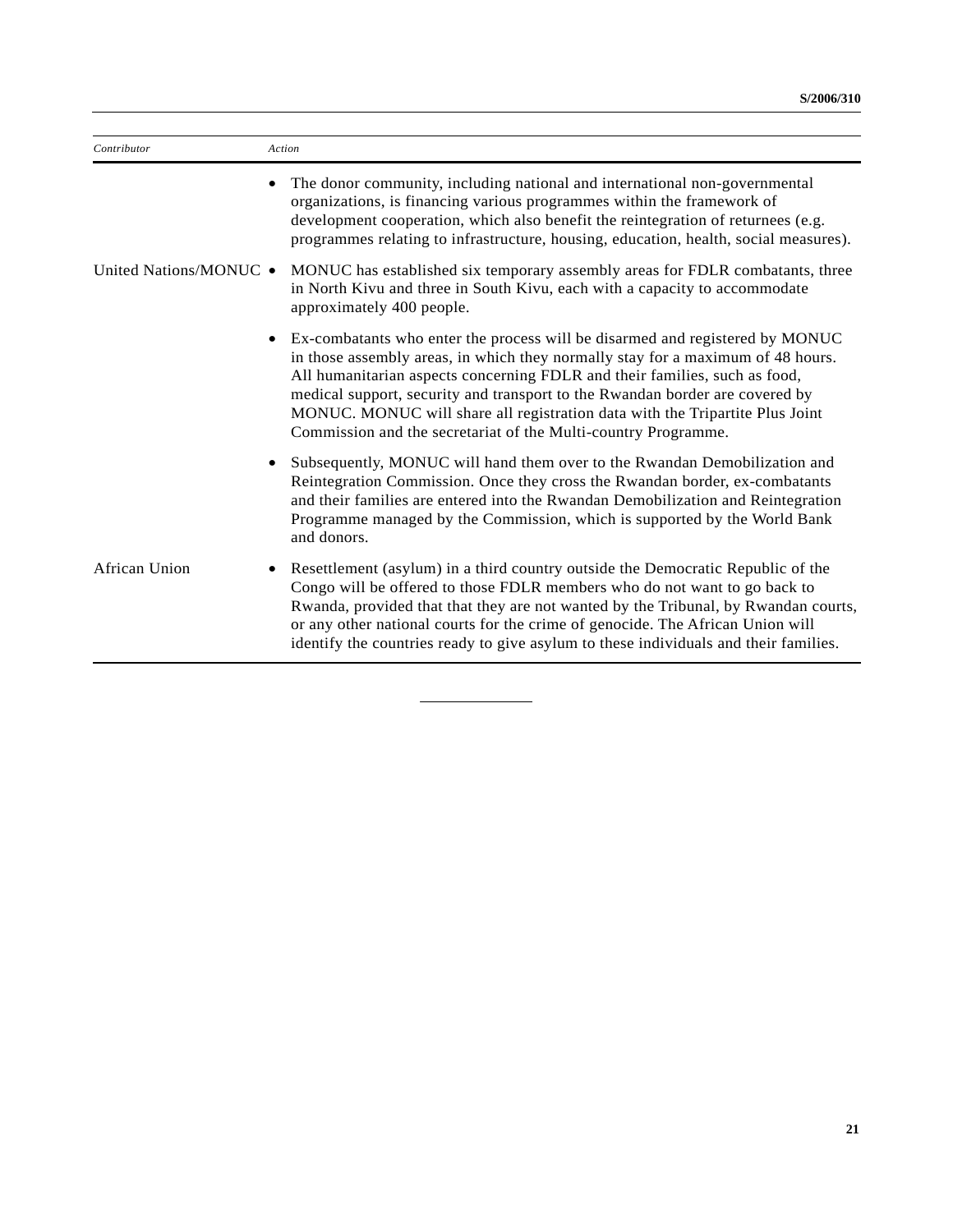| *Contributor* | *Action* |
|---|---|
| | • The donor community, including national and international non-governmental organizations, is financing various programmes within the framework of development cooperation, which also benefit the reintegration of returnees (e.g. programmes relating to infrastructure, housing, education, health, social measures). |
| United Nations/MONUC | • MONUC has established six temporary assembly areas for FDLR combatants, three in North Kivu and three in South Kivu, each with a capacity to accommodate approximately 400 people. |
| | • Ex-combatants who enter the process will be disarmed and registered by MONUC in those assembly areas, in which they normally stay for a maximum of 48 hours. All humanitarian aspects concerning FDLR and their families, such as food, medical support, security and transport to the Rwandan border are covered by MONUC. MONUC will share all registration data with the Tripartite Plus Joint Commission and the secretariat of the Multi-country Programme. |
| | • Subsequently, MONUC will hand them over to the Rwandan Demobilization and Reintegration Commission. Once they cross the Rwandan border, ex-combatants and their families are entered into the Rwandan Demobilization and Reintegration Programme managed by the Commission, which is supported by the World Bank and donors. |
| African Union | • Resettlement (asylum) in a third country outside the Democratic Republic of the Congo will be offered to those FDLR members who do not want to go back to Rwanda, provided that that they are not wanted by the Tribunal, by Rwandan courts, or any other national courts for the crime of genocide. The African Union will identify the countries ready to give asylum to these individuals and their families. |